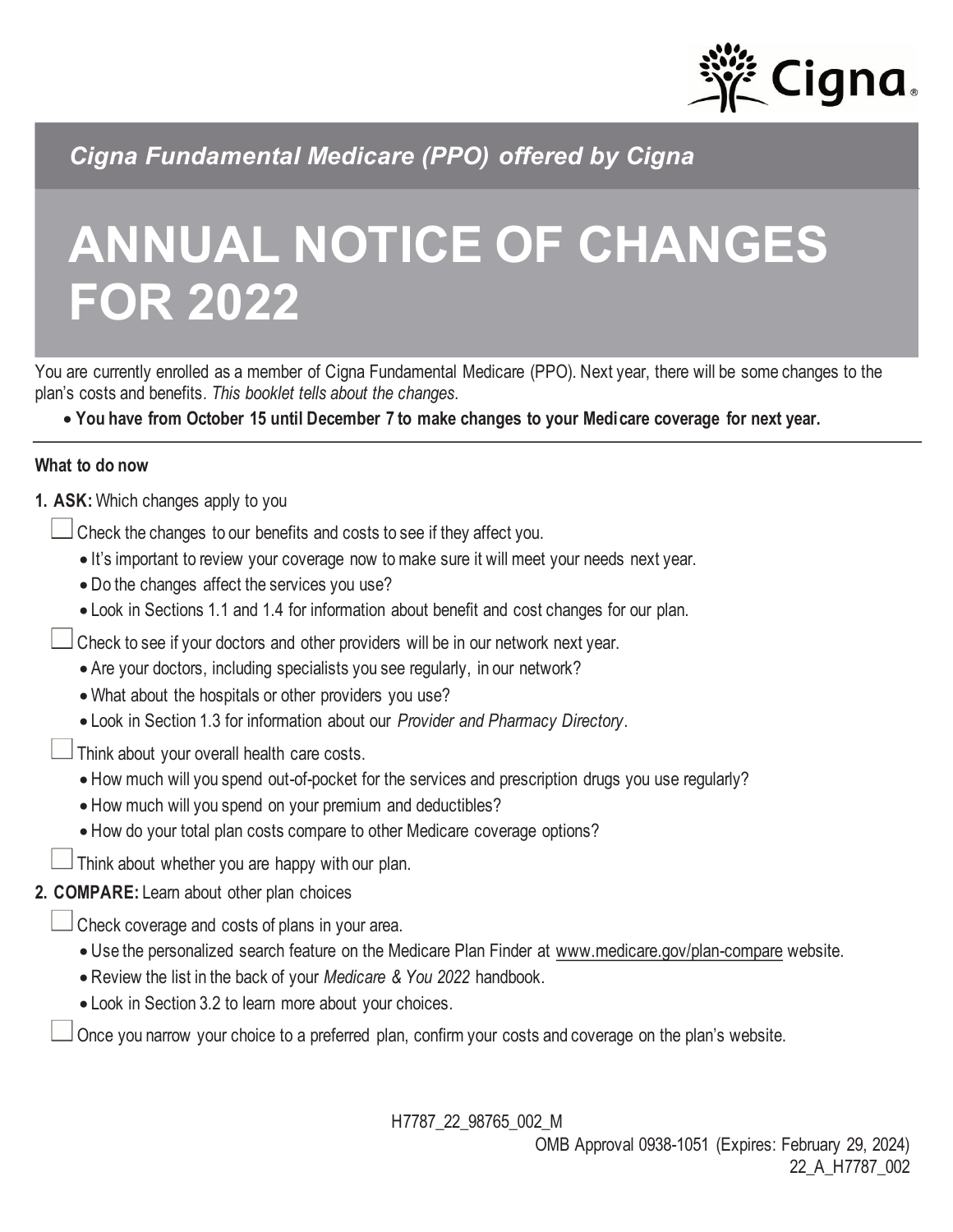*Cigna Fundamental Medicare (PPO) offered by Cigna*

# ANNUAL NOTICE OF CHANGES FOR 2022

You are currently enrolled as a member of Cigna Fundamental Medicare (PPO). Next year, there will be some changes to the plan's costs and benefits. *This booklet tells about the changes.*

- **You have from October 15 until December 7 to make changes to your Medicare coverage for next year.**

---

**What to do now**

1. **ASK:** Which changes apply to you

☐ Check the changes to our benefits and costs to see if they affect you.

- It's important to review your coverage now to make sure it will meet your needs next year.
- Do the changes affect the services you use?
- Look in Sections 1.1 and 1.4 for information about benefit and cost changes for our plan.

☐ Check to see if your doctors and other providers will be in our network next year.

- Are your doctors, including specialists you see regularly, in our network?
- What about the hospitals or other providers you use?
- Look in Section 1.3 for information about our *Provider and Pharmacy Directory*.

☐ Think about your overall health care costs.

- How much will you spend out-of-pocket for the services and prescription drugs you use regularly?
- How much will you spend on your premium and deductibles?
- How do your total plan costs compare to other Medicare coverage options?

☐ Think about whether you are happy with our plan.

2. **COMPARE:** Learn about other plan choices

☐ Check coverage and costs of plans in your area.

- Use the personalized search feature on the Medicare Plan Finder at www.medicare.gov/plan-compare website.
- Review the list in the back of your *Medicare & You 2022* handbook.
- Look in Section 3.2 to learn more about your choices.

☐ Once you narrow your choice to a preferred plan, confirm your costs and coverage on the plan's website.

H7787_22_98765_002_M

OMB Approval 0938-1051 (Expires: February 29, 2024)
22_A_H7787_002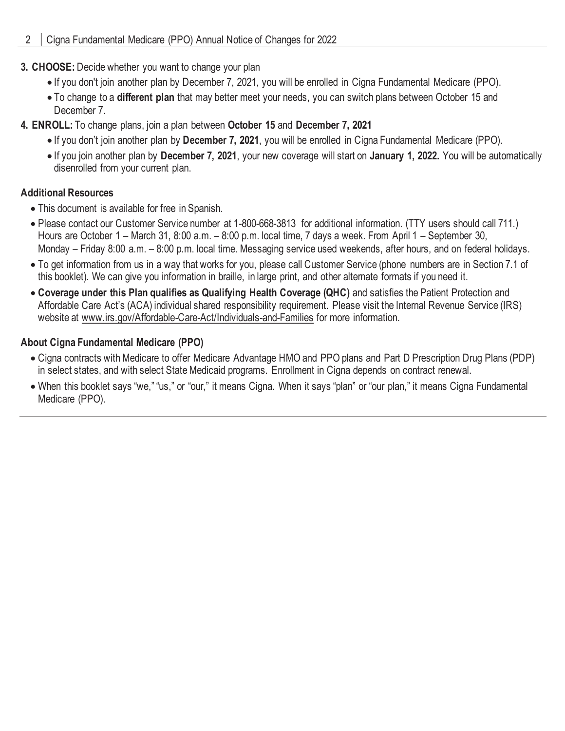3. **CHOOSE:** Decide whether you want to change your plan
    - If you don't join another plan by December 7, 2021, you will be enrolled in Cigna Fundamental Medicare (PPO).
    - To change to a **different plan** that may better meet your needs, you can switch plans between October 15 and December 7.
4. **ENROLL:** To change plans, join a plan between **October 15** and **December 7, 2021**
    - If you don't join another plan by **December 7, 2021**, you will be enrolled in Cigna Fundamental Medicare (PPO).
    - If you join another plan by **December 7, 2021**, your new coverage will start on **January 1, 2022.** You will be automatically disenrolled from your current plan.

### Additional Resources

- This document is available for free in Spanish.
- Please contact our Customer Service number at 1-800-668-3813 for additional information. (TTY users should call 711.) Hours are October 1 – March 31, 8:00 a.m. – 8:00 p.m. local time, 7 days a week. From April 1 – September 30, Monday – Friday 8:00 a.m. – 8:00 p.m. local time. Messaging service used weekends, after hours, and on federal holidays.
- To get information from us in a way that works for you, please call Customer Service (phone numbers are in Section 7.1 of this booklet). We can give you information in braille, in large print, and other alternate formats if you need it.
- **Coverage under this Plan qualifies as Qualifying Health Coverage (QHC)** and satisfies the Patient Protection and Affordable Care Act's (ACA) individual shared responsibility requirement. Please visit the Internal Revenue Service (IRS) website at www.irs.gov/Affordable-Care-Act/Individuals-and-Families for more information.

### About Cigna Fundamental Medicare (PPO)

- Cigna contracts with Medicare to offer Medicare Advantage HMO and PPO plans and Part D Prescription Drug Plans (PDP) in select states, and with select State Medicaid programs. Enrollment in Cigna depends on contract renewal.
- When this booklet says "we," "us," or "our," it means Cigna. When it says "plan" or "our plan," it means Cigna Fundamental Medicare (PPO).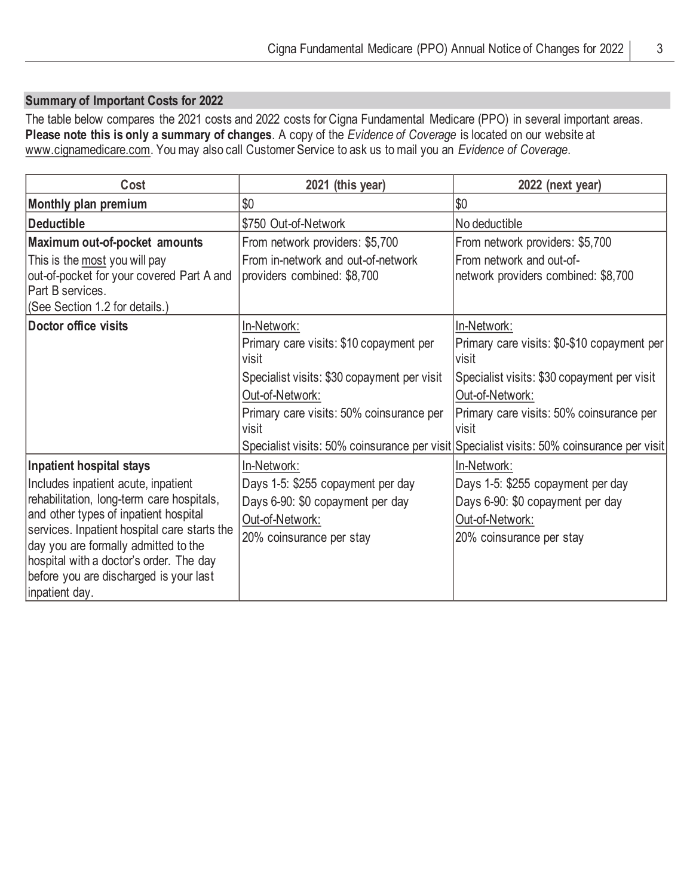## Summary of Important Costs for 2022

The table below compares the 2021 costs and 2022 costs for Cigna Fundamental Medicare (PPO) in several important areas. **Please note this is only a summary of changes**. A copy of the *Evidence of Coverage* is located on our website at www.cignamedicare.com. You may also call Customer Service to ask us to mail you an *Evidence of Coverage*.

| Cost | 2021 (this year) | 2022 (next year) |
|---|---|---|
| **Monthly plan premium** | $0 | $0 |
| **Deductible** | $750 Out-of-Network | No deductible |
| **Maximum out-of-pocket amounts**<br>This is the most you will pay out-of-pocket for your covered Part A and Part B services.<br>(See Section 1.2 for details.) | From network providers: $5,700<br>From in-network and out-of-network providers combined: $8,700 | From network providers: $5,700<br>From network and out-of-network providers combined: $8,700 |
| **Doctor office visits** | In-Network:<br>Primary care visits: $10 copayment per visit<br>Specialist visits: $30 copayment per visit<br>Out-of-Network:<br>Primary care visits: 50% coinsurance per visit<br>Specialist visits: 50% coinsurance per visit | In-Network:<br>Primary care visits: $0-$10 copayment per visit<br>Specialist visits: $30 copayment per visit<br>Out-of-Network:<br>Primary care visits: 50% coinsurance per visit<br>Specialist visits: 50% coinsurance per visit |
| **Inpatient hospital stays**<br>Includes inpatient acute, inpatient rehabilitation, long-term care hospitals, and other types of inpatient hospital services. Inpatient hospital care starts the day you are formally admitted to the hospital with a doctor's order. The day before you are discharged is your last inpatient day. | In-Network:<br>Days 1-5: $255 copayment per day<br>Days 6-90: $0 copayment per day<br>Out-of-Network:<br>20% coinsurance per stay | In-Network:<br>Days 1-5: $255 copayment per day<br>Days 6-90: $0 copayment per day<br>Out-of-Network:<br>20% coinsurance per stay |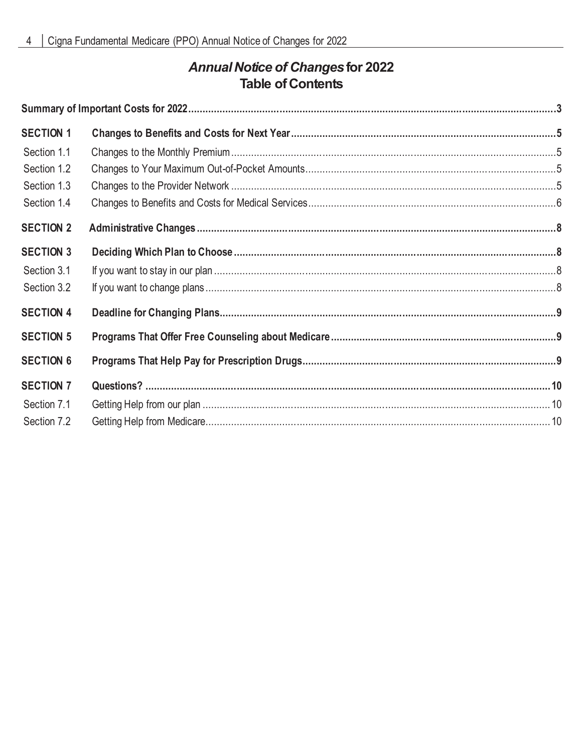# *Annual Notice of Changes* for 2022
# Table of Contents

| | | |
|---|---|---|
| **Summary of Important Costs for 2022** | | **3** |
| **SECTION 1** | **Changes to Benefits and Costs for Next Year** | **5** |
| Section 1.1 | Changes to the Monthly Premium | 5 |
| Section 1.2 | Changes to Your Maximum Out-of-Pocket Amounts | 5 |
| Section 1.3 | Changes to the Provider Network | 5 |
| Section 1.4 | Changes to Benefits and Costs for Medical Services | 6 |
| **SECTION 2** | **Administrative Changes** | **8** |
| **SECTION 3** | **Deciding Which Plan to Choose** | **8** |
| Section 3.1 | If you want to stay in our plan | 8 |
| Section 3.2 | If you want to change plans | 8 |
| **SECTION 4** | **Deadline for Changing Plans** | **9** |
| **SECTION 5** | **Programs That Offer Free Counseling about Medicare** | **9** |
| **SECTION 6** | **Programs That Help Pay for Prescription Drugs** | **9** |
| **SECTION 7** | **Questions?** | **10** |
| Section 7.1 | Getting Help from our plan | 10 |
| Section 7.2 | Getting Help from Medicare | 10 |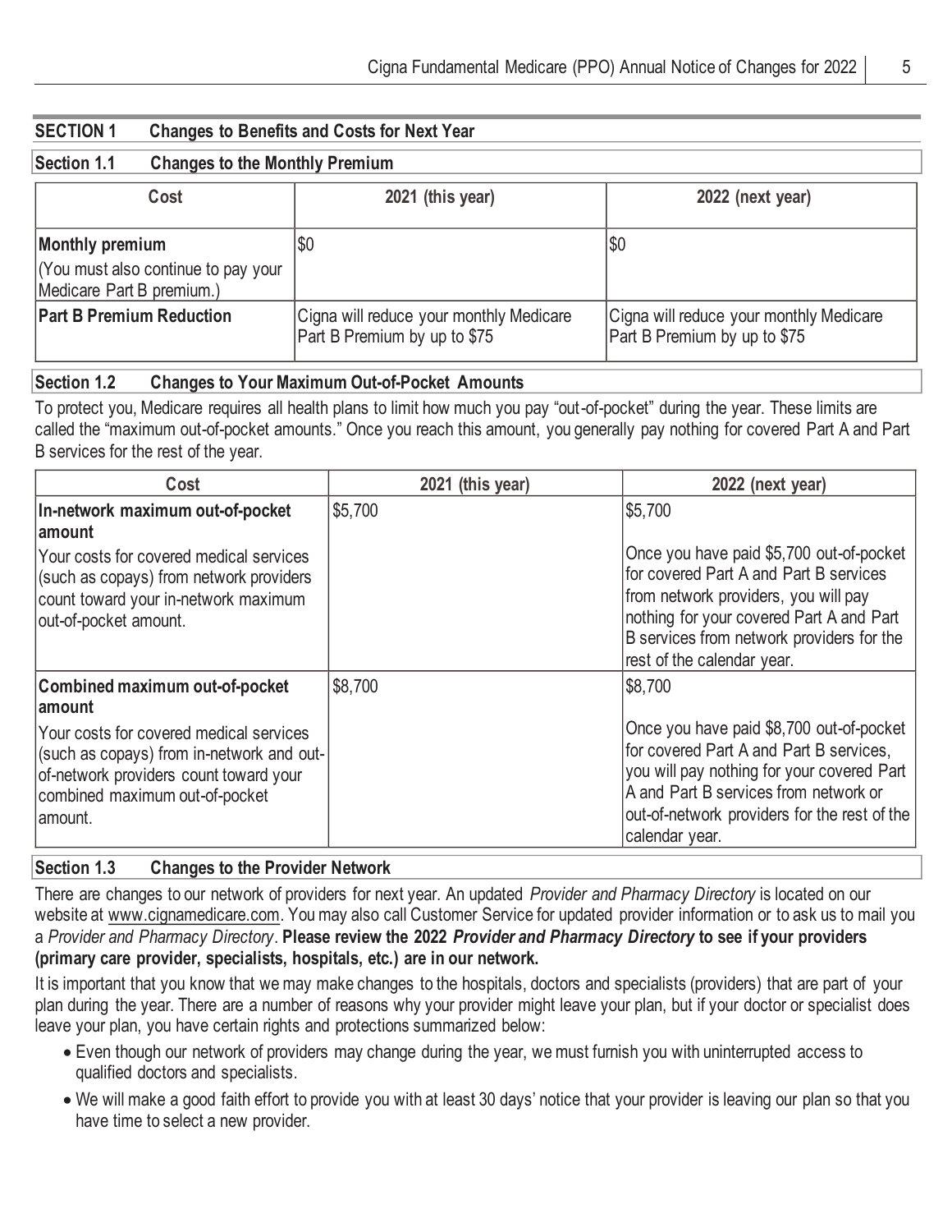## SECTION 1 Changes to Benefits and Costs for Next Year

### Section 1.1 Changes to the Monthly Premium

| Cost | 2021 (this year) | 2022 (next year) |
|---|---|---|
| **Monthly premium**<br>(You must also continue to pay your Medicare Part B premium.) | $0 | $0 |
| **Part B Premium Reduction** | Cigna will reduce your monthly Medicare Part B Premium by up to $75 | Cigna will reduce your monthly Medicare Part B Premium by up to $75 |

### Section 1.2 Changes to Your Maximum Out-of-Pocket Amounts

To protect you, Medicare requires all health plans to limit how much you pay "out-of-pocket" during the year. These limits are called the "maximum out-of-pocket amounts." Once you reach this amount, you generally pay nothing for covered Part A and Part B services for the rest of the year.

| Cost | 2021 (this year) | 2022 (next year) |
|---|---|---|
| **In-network maximum out-of-pocket amount**<br>Your costs for covered medical services (such as copays) from network providers count toward your in-network maximum out-of-pocket amount. | $5,700 | $5,700<br>Once you have paid $5,700 out-of-pocket for covered Part A and Part B services from network providers, you will pay nothing for your covered Part A and Part B services from network providers for the rest of the calendar year. |
| **Combined maximum out-of-pocket amount**<br>Your costs for covered medical services (such as copays) from in-network and out-of-network providers count toward your combined maximum out-of-pocket amount. | $8,700 | $8,700<br>Once you have paid $8,700 out-of-pocket for covered Part A and Part B services, you will pay nothing for your covered Part A and Part B services from network or out-of-network providers for the rest of the calendar year. |

### Section 1.3 Changes to the Provider Network

There are changes to our network of providers for next year. An updated *Provider and Pharmacy Directory* is located on our website at www.cignamedicare.com. You may also call Customer Service for updated provider information or to ask us to mail you a *Provider and Pharmacy Directory*. **Please review the 2022 *Provider and Pharmacy Directory* to see if your providers (primary care provider, specialists, hospitals, etc.) are in our network.**

It is important that you know that we may make changes to the hospitals, doctors and specialists (providers) that are part of your plan during the year. There are a number of reasons why your provider might leave your plan, but if your doctor or specialist does leave your plan, you have certain rights and protections summarized below:

- Even though our network of providers may change during the year, we must furnish you with uninterrupted access to qualified doctors and specialists.
- We will make a good faith effort to provide you with at least 30 days' notice that your provider is leaving our plan so that you have time to select a new provider.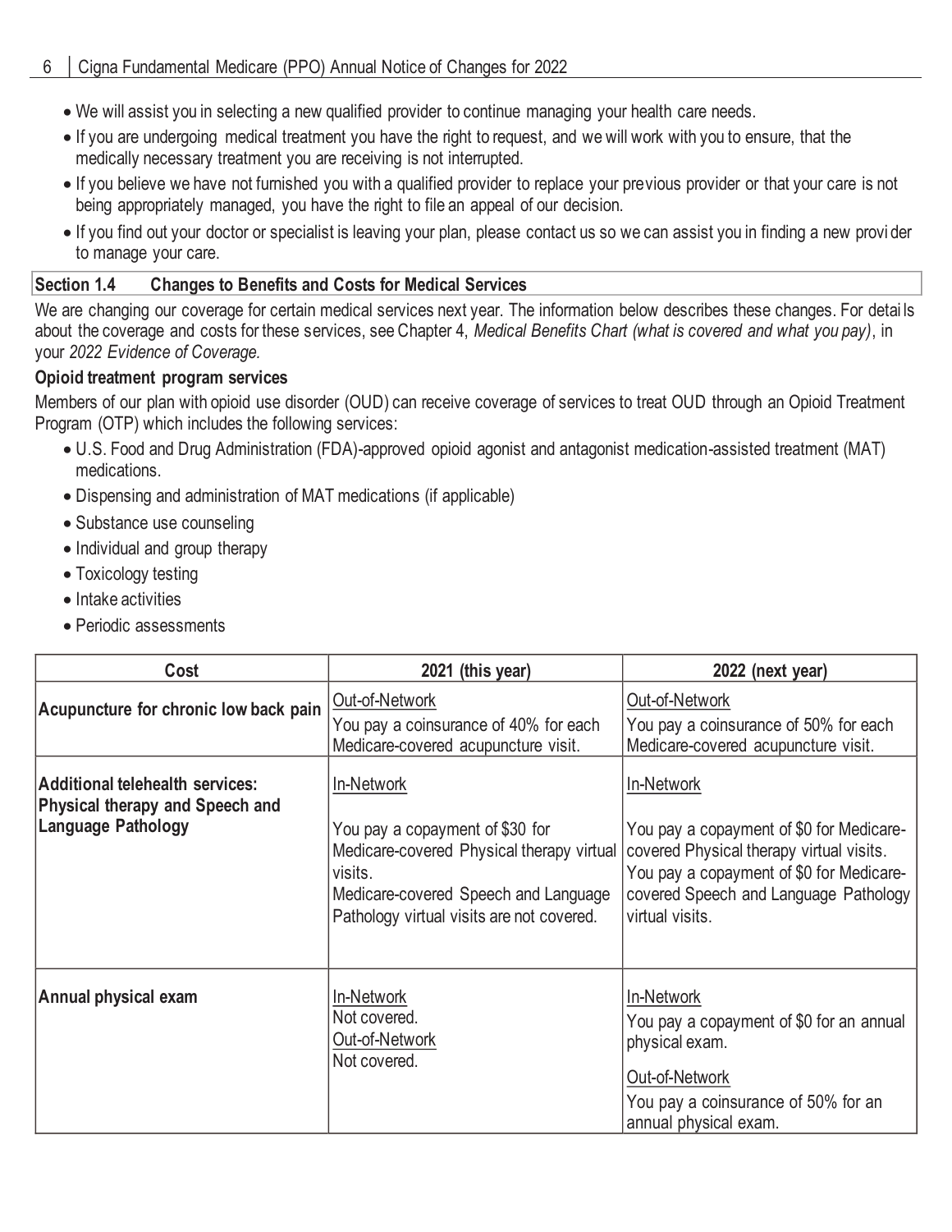- We will assist you in selecting a new qualified provider to continue managing your health care needs.
- If you are undergoing medical treatment you have the right to request, and we will work with you to ensure, that the medically necessary treatment you are receiving is not interrupted.
- If you believe we have not furnished you with a qualified provider to replace your previous provider or that your care is not being appropriately managed, you have the right to file an appeal of our decision.
- If you find out your doctor or specialist is leaving your plan, please contact us so we can assist you in finding a new provider to manage your care.

## Section 1.4 Changes to Benefits and Costs for Medical Services

We are changing our coverage for certain medical services next year. The information below describes these changes. For details about the coverage and costs for these services, see Chapter 4, *Medical Benefits Chart (what is covered and what you pay)*, in your *2022 Evidence of Coverage.*

**Opioid treatment program services**

Members of our plan with opioid use disorder (OUD) can receive coverage of services to treat OUD through an Opioid Treatment Program (OTP) which includes the following services:

- U.S. Food and Drug Administration (FDA)-approved opioid agonist and antagonist medication-assisted treatment (MAT) medications.
- Dispensing and administration of MAT medications (if applicable)
- Substance use counseling
- Individual and group therapy
- Toxicology testing
- Intake activities
- Periodic assessments

| Cost | 2021 (this year) | 2022 (next year) |
| --- | --- | --- |
| **Acupuncture for chronic low back pain** | Out-of-Network<br>You pay a coinsurance of 40% for each Medicare-covered acupuncture visit. | Out-of-Network<br>You pay a coinsurance of 50% for each Medicare-covered acupuncture visit. |
| **Additional telehealth services: Physical therapy and Speech and Language Pathology** | In-Network<br>You pay a copayment of $30 for Medicare-covered Physical therapy virtual visits.<br>Medicare-covered Speech and Language Pathology virtual visits are not covered. | In-Network<br>You pay a copayment of $0 for Medicare-covered Physical therapy virtual visits.<br>You pay a copayment of $0 for Medicare-covered Speech and Language Pathology virtual visits. |
| **Annual physical exam** | In-Network<br>Not covered.<br>Out-of-Network<br>Not covered. | In-Network<br>You pay a copayment of $0 for an annual physical exam.<br>Out-of-Network<br>You pay a coinsurance of 50% for an annual physical exam. |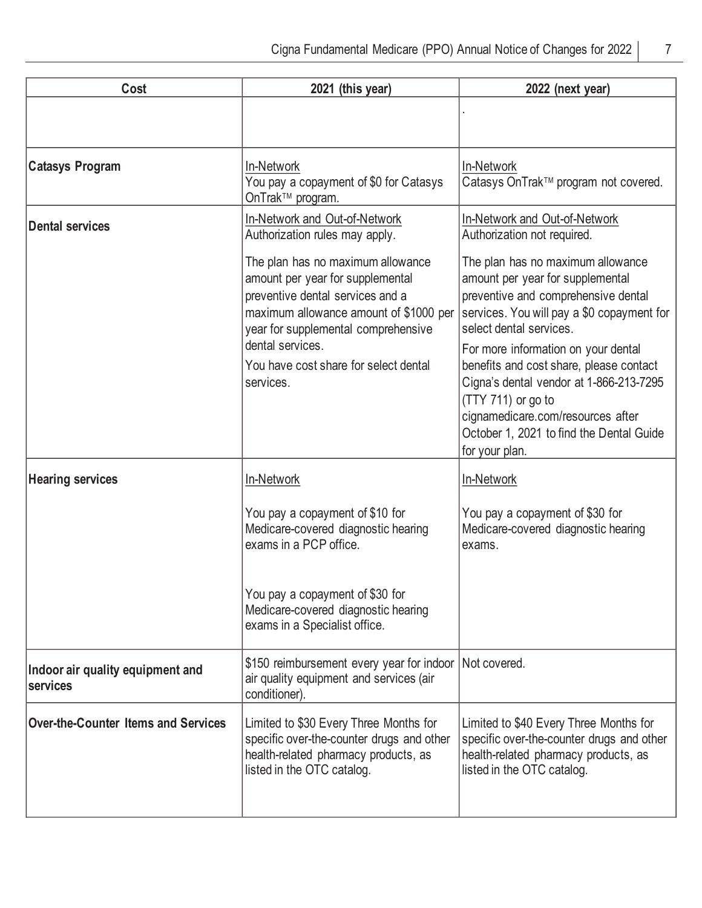| Cost | 2021 (this year) | 2022 (next year) |
|---|---|---|
| | | . |
| **Catasys Program** | In-Network<br>You pay a copayment of $0 for Catasys OnTrak™ program. | In-Network<br>Catasys OnTrak™ program not covered. |
| **Dental services** | In-Network and Out-of-Network<br>Authorization rules may apply.<br>The plan has no maximum allowance amount per year for supplemental preventive dental services and a maximum allowance amount of $1000 per year for supplemental comprehensive dental services.<br>You have cost share for select dental services. | In-Network and Out-of-Network<br>Authorization not required.<br>The plan has no maximum allowance amount per year for supplemental preventive and comprehensive dental services. You will pay a $0 copayment for select dental services.<br>For more information on your dental benefits and cost share, please contact Cigna's dental vendor at 1-866-213-7295 (TTY 711) or go to cignamedicare.com/resources after October 1, 2021 to find the Dental Guide for your plan. |
| **Hearing services** | In-Network<br>You pay a copayment of $10 for Medicare-covered diagnostic hearing exams in a PCP office.<br>You pay a copayment of $30 for Medicare-covered diagnostic hearing exams in a Specialist office. | In-Network<br>You pay a copayment of $30 for Medicare-covered diagnostic hearing exams. |
| **Indoor air quality equipment and services** | $150 reimbursement every year for indoor air quality equipment and services (air conditioner). | Not covered. |
| **Over-the-Counter Items and Services** | Limited to $30 Every Three Months for specific over-the-counter drugs and other health-related pharmacy products, as listed in the OTC catalog. | Limited to $40 Every Three Months for specific over-the-counter drugs and other health-related pharmacy products, as listed in the OTC catalog. |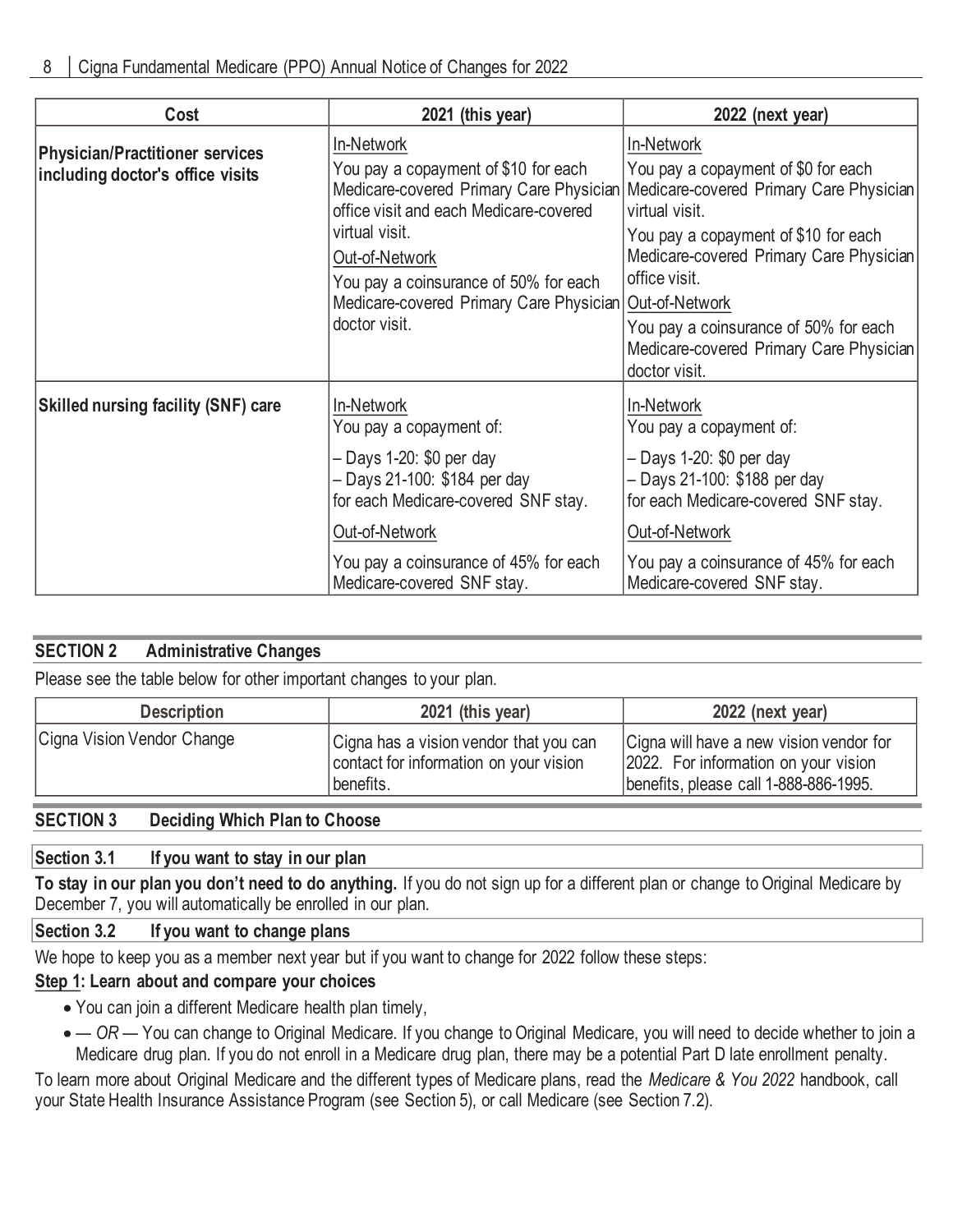| Cost | 2021 (this year) | 2022 (next year) |
| --- | --- | --- |
| **Physician/Practitioner services including doctor's office visits** | In-Network<br>You pay a copayment of $10 for each Medicare-covered Primary Care Physician office visit and each Medicare-covered virtual visit.<br>Out-of-Network<br>You pay a coinsurance of 50% for each Medicare-covered Primary Care Physician doctor visit. | In-Network<br>You pay a copayment of $0 for each Medicare-covered Primary Care Physician virtual visit.<br>You pay a copayment of $10 for each Medicare-covered Primary Care Physician office visit.<br>Out-of-Network<br>You pay a coinsurance of 50% for each Medicare-covered Primary Care Physician doctor visit. |
| **Skilled nursing facility (SNF) care** | In-Network<br>You pay a copayment of:<br>– Days 1-20: $0 per day<br>– Days 21-100: $184 per day<br>for each Medicare-covered SNF stay.<br>Out-of-Network<br>You pay a coinsurance of 45% for each Medicare-covered SNF stay. | In-Network<br>You pay a copayment of:<br>– Days 1-20: $0 per day<br>– Days 21-100: $188 per day<br>for each Medicare-covered SNF stay.<br>Out-of-Network<br>You pay a coinsurance of 45% for each Medicare-covered SNF stay. |

## SECTION 2 Administrative Changes

Please see the table below for other important changes to your plan.

| Description | 2021 (this year) | 2022 (next year) |
| --- | --- | --- |
| Cigna Vision Vendor Change | Cigna has a vision vendor that you can contact for information on your vision benefits. | Cigna will have a new vision vendor for 2022. For information on your vision benefits, please call 1-888-886-1995. |

## SECTION 3 Deciding Which Plan to Choose

### Section 3.1 If you want to stay in our plan

**To stay in our plan you don't need to do anything.** If you do not sign up for a different plan or change to Original Medicare by December 7, you will automatically be enrolled in our plan.

### Section 3.2 If you want to change plans

We hope to keep you as a member next year but if you want to change for 2022 follow these steps:

**Step 1: Learn about and compare your choices**

- You can join a different Medicare health plan timely,
- — *OR* — You can change to Original Medicare. If you change to Original Medicare, you will need to decide whether to join a Medicare drug plan. If you do not enroll in a Medicare drug plan, there may be a potential Part D late enrollment penalty.

To learn more about Original Medicare and the different types of Medicare plans, read the *Medicare & You 2022* handbook, call your State Health Insurance Assistance Program (see Section 5), or call Medicare (see Section 7.2).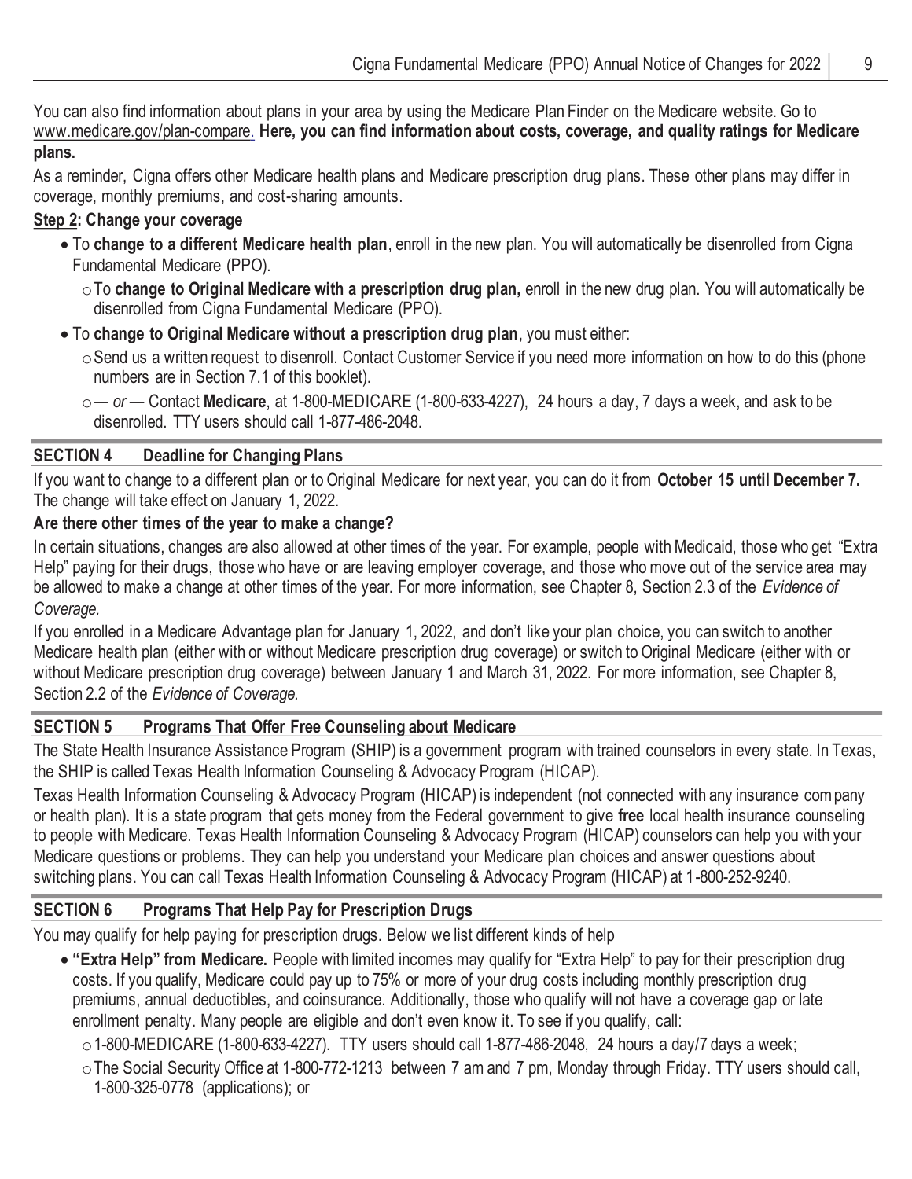You can also find information about plans in your area by using the Medicare Plan Finder on the Medicare website. Go to www.medicare.gov/plan-compare. **Here, you can find information about costs, coverage, and quality ratings for Medicare plans.**

As a reminder, Cigna offers other Medicare health plans and Medicare prescription drug plans. These other plans may differ in coverage, monthly premiums, and cost-sharing amounts.

**Step 2: Change your coverage**

- To **change to a different Medicare health plan**, enroll in the new plan. You will automatically be disenrolled from Cigna Fundamental Medicare (PPO).
  - To **change to Original Medicare with a prescription drug plan,** enroll in the new drug plan. You will automatically be disenrolled from Cigna Fundamental Medicare (PPO).
- To **change to Original Medicare without a prescription drug plan**, you must either:
  - Send us a written request to disenroll. Contact Customer Service if you need more information on how to do this (phone numbers are in Section 7.1 of this booklet).
  - — *or* — Contact **Medicare**, at 1-800-MEDICARE (1-800-633-4227), 24 hours a day, 7 days a week, and ask to be disenrolled. TTY users should call 1-877-486-2048.

## SECTION 4 Deadline for Changing Plans

If you want to change to a different plan or to Original Medicare for next year, you can do it from **October 15 until December 7.** The change will take effect on January 1, 2022.

### Are there other times of the year to make a change?

In certain situations, changes are also allowed at other times of the year. For example, people with Medicaid, those who get "Extra Help" paying for their drugs, those who have or are leaving employer coverage, and those who move out of the service area may be allowed to make a change at other times of the year. For more information, see Chapter 8, Section 2.3 of the *Evidence of Coverage.*

If you enrolled in a Medicare Advantage plan for January 1, 2022, and don't like your plan choice, you can switch to another Medicare health plan (either with or without Medicare prescription drug coverage) or switch to Original Medicare (either with or without Medicare prescription drug coverage) between January 1 and March 31, 2022. For more information, see Chapter 8, Section 2.2 of the *Evidence of Coverage.*

## SECTION 5 Programs That Offer Free Counseling about Medicare

The State Health Insurance Assistance Program (SHIP) is a government program with trained counselors in every state. In Texas, the SHIP is called Texas Health Information Counseling & Advocacy Program (HICAP).

Texas Health Information Counseling & Advocacy Program (HICAP) is independent (not connected with any insurance company or health plan). It is a state program that gets money from the Federal government to give **free** local health insurance counseling to people with Medicare. Texas Health Information Counseling & Advocacy Program (HICAP) counselors can help you with your Medicare questions or problems. They can help you understand your Medicare plan choices and answer questions about switching plans. You can call Texas Health Information Counseling & Advocacy Program (HICAP) at 1-800-252-9240.

## SECTION 6 Programs That Help Pay for Prescription Drugs

You may qualify for help paying for prescription drugs. Below we list different kinds of help

- **"Extra Help" from Medicare.** People with limited incomes may qualify for "Extra Help" to pay for their prescription drug costs. If you qualify, Medicare could pay up to 75% or more of your drug costs including monthly prescription drug premiums, annual deductibles, and coinsurance. Additionally, those who qualify will not have a coverage gap or late enrollment penalty. Many people are eligible and don't even know it. To see if you qualify, call:
  - 1-800-MEDICARE (1-800-633-4227). TTY users should call 1-877-486-2048, 24 hours a day/7 days a week;
  - The Social Security Office at 1-800-772-1213 between 7 am and 7 pm, Monday through Friday. TTY users should call, 1-800-325-0778 (applications); or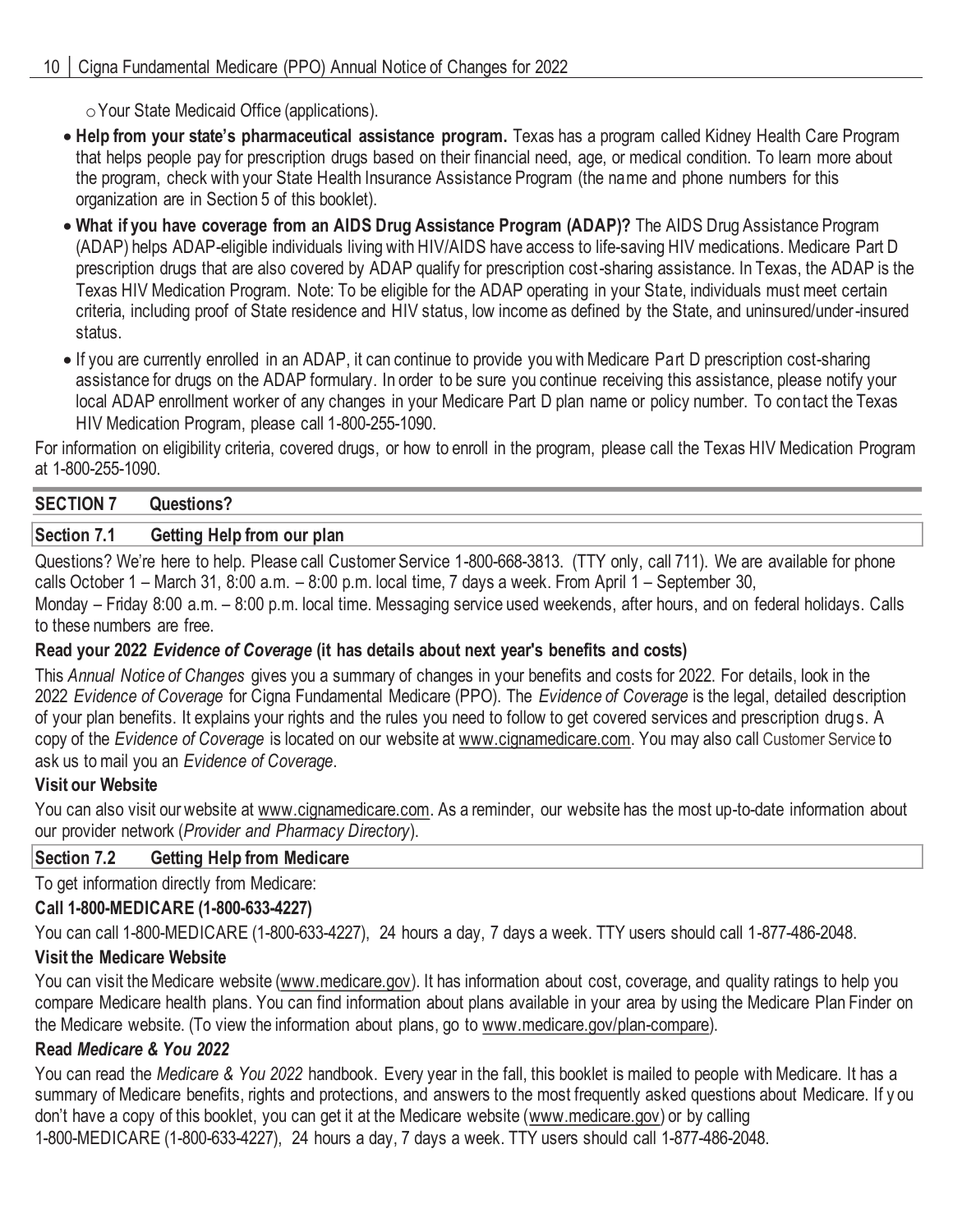- Your State Medicaid Office (applications).

- **Help from your state's pharmaceutical assistance program.** Texas has a program called Kidney Health Care Program that helps people pay for prescription drugs based on their financial need, age, or medical condition. To learn more about the program, check with your State Health Insurance Assistance Program (the name and phone numbers for this organization are in Section 5 of this booklet).
- **What if you have coverage from an AIDS Drug Assistance Program (ADAP)?** The AIDS Drug Assistance Program (ADAP) helps ADAP-eligible individuals living with HIV/AIDS have access to life-saving HIV medications. Medicare Part D prescription drugs that are also covered by ADAP qualify for prescription cost-sharing assistance. In Texas, the ADAP is the Texas HIV Medication Program. Note: To be eligible for the ADAP operating in your State, individuals must meet certain criteria, including proof of State residence and HIV status, low income as defined by the State, and uninsured/under-insured status.
- If you are currently enrolled in an ADAP, it can continue to provide you with Medicare Part D prescription cost-sharing assistance for drugs on the ADAP formulary. In order to be sure you continue receiving this assistance, please notify your local ADAP enrollment worker of any changes in your Medicare Part D plan name or policy number. To contact the Texas HIV Medication Program, please call 1-800-255-1090.

For information on eligibility criteria, covered drugs, or how to enroll in the program, please call the Texas HIV Medication Program at 1-800-255-1090.

## SECTION 7 Questions?

### Section 7.1 Getting Help from our plan

Questions? We're here to help. Please call Customer Service 1-800-668-3813. (TTY only, call 711). We are available for phone calls October 1 – March 31, 8:00 a.m. – 8:00 p.m. local time, 7 days a week. From April 1 – September 30, Monday – Friday 8:00 a.m. – 8:00 p.m. local time. Messaging service used weekends, after hours, and on federal holidays. Calls to these numbers are free.

**Read your 2022 *Evidence of Coverage* (it has details about next year's benefits and costs)**

This *Annual Notice of Changes* gives you a summary of changes in your benefits and costs for 2022. For details, look in the 2022 *Evidence of Coverage* for Cigna Fundamental Medicare (PPO). The *Evidence of Coverage* is the legal, detailed description of your plan benefits. It explains your rights and the rules you need to follow to get covered services and prescription drugs. A copy of the *Evidence of Coverage* is located on our website at www.cignamedicare.com. You may also call Customer Service to ask us to mail you an *Evidence of Coverage*.

**Visit our Website**

You can also visit our website at www.cignamedicare.com. As a reminder, our website has the most up-to-date information about our provider network (*Provider and Pharmacy Directory*).

### Section 7.2 Getting Help from Medicare

To get information directly from Medicare:

**Call 1-800-MEDICARE (1-800-633-4227)**

You can call 1-800-MEDICARE (1-800-633-4227), 24 hours a day, 7 days a week. TTY users should call 1-877-486-2048.

**Visit the Medicare Website**

You can visit the Medicare website (www.medicare.gov). It has information about cost, coverage, and quality ratings to help you compare Medicare health plans. You can find information about plans available in your area by using the Medicare Plan Finder on the Medicare website. (To view the information about plans, go to www.medicare.gov/plan-compare).

**Read *Medicare & You 2022***

You can read the *Medicare & You 2022* handbook. Every year in the fall, this booklet is mailed to people with Medicare. It has a summary of Medicare benefits, rights and protections, and answers to the most frequently asked questions about Medicare. If you don't have a copy of this booklet, you can get it at the Medicare website (www.medicare.gov) or by calling 1-800-MEDICARE (1-800-633-4227), 24 hours a day, 7 days a week. TTY users should call 1-877-486-2048.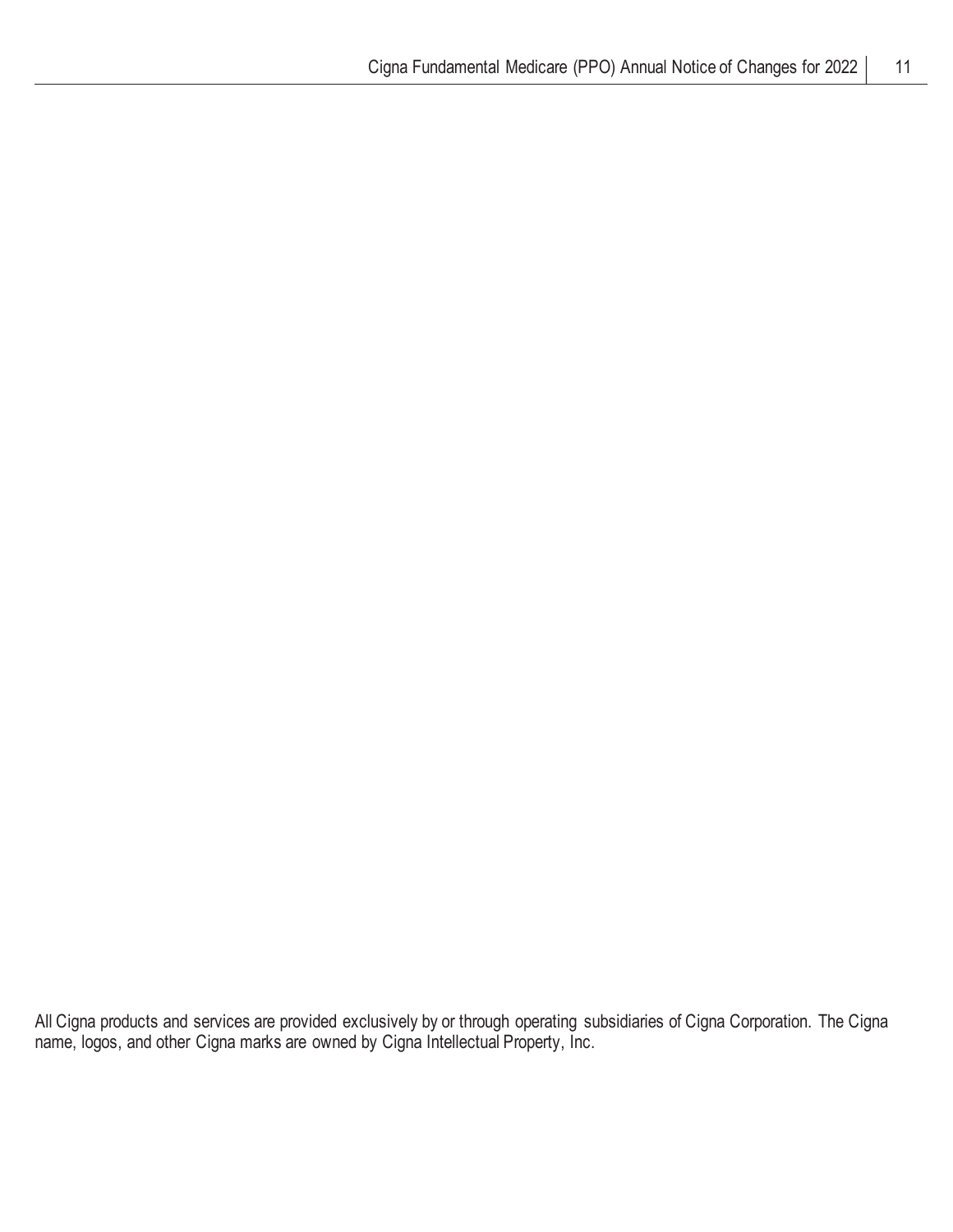All Cigna products and services are provided exclusively by or through operating subsidiaries of Cigna Corporation. The Cigna name, logos, and other Cigna marks are owned by Cigna Intellectual Property, Inc.